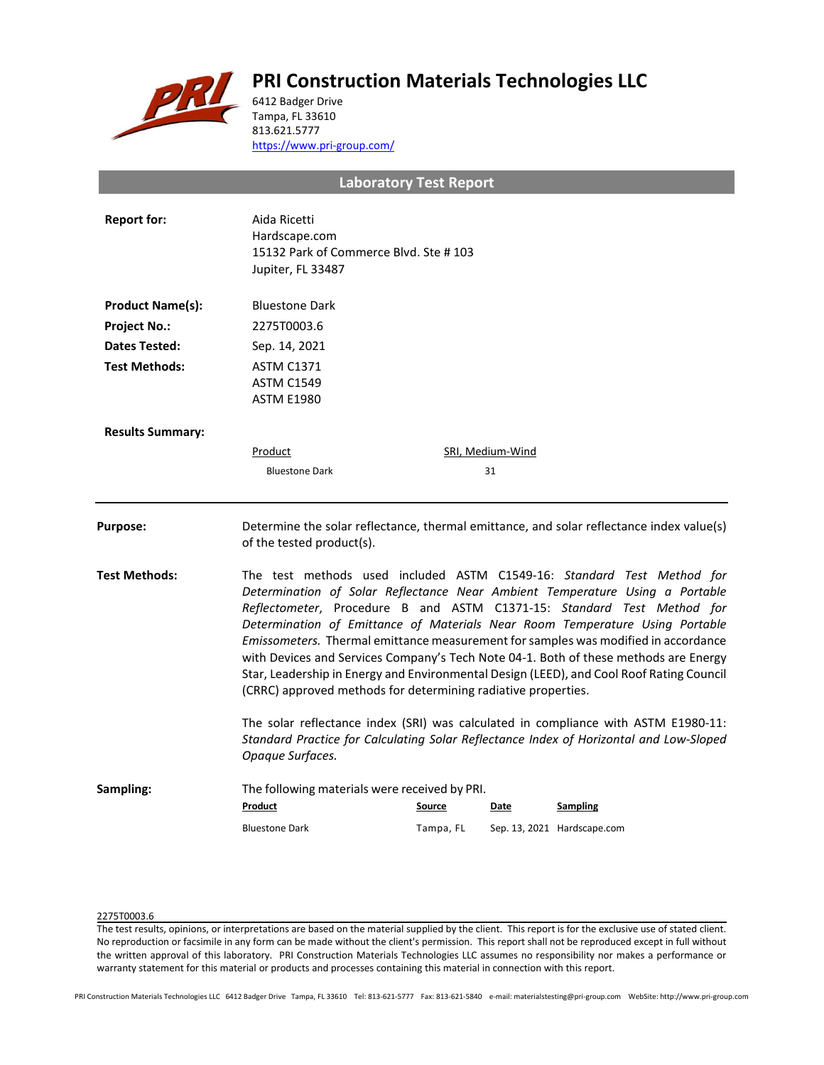# PRI Construction Materials Technologies LLC

6412 Badger Drive
Tampa, FL 33610
813.621.5777
https://www.pri-group.com/

## Laboratory Test Report

**Report for:** Aida Ricetti
Hardscape.com
15132 Park of Commerce Blvd. Ste # 103
Jupiter, FL 33487

**Product Name(s):** Bluestone Dark

**Project No.:** 2275T0003.6

**Dates Tested:** Sep. 14, 2021

**Test Methods:** ASTM C1371
ASTM C1549
ASTM E1980

**Results Summary:**

| Product | SRI, Medium-Wind |
| --- | --- |
| Bluestone Dark | 31 |

---

**Purpose:** Determine the solar reflectance, thermal emittance, and solar reflectance index value(s) of the tested product(s).

**Test Methods:** The test methods used included ASTM C1549-16: *Standard Test Method for Determination of Solar Reflectance Near Ambient Temperature Using a Portable Reflectometer*, Procedure B and ASTM C1371-15: *Standard Test Method for Determination of Emittance of Materials Near Room Temperature Using Portable Emissometers.* Thermal emittance measurement for samples was modified in accordance with Devices and Services Company's Tech Note 04-1. Both of these methods are Energy Star, Leadership in Energy and Environmental Design (LEED), and Cool Roof Rating Council (CRRC) approved methods for determining radiative properties.

The solar reflectance index (SRI) was calculated in compliance with ASTM E1980-11: *Standard Practice for Calculating Solar Reflectance Index of Horizontal and Low-Sloped Opaque Surfaces.*

**Sampling:** The following materials were received by PRI.

| Product | Source | Date | Sampling |
| --- | --- | --- | --- |
| Bluestone Dark | Tampa, FL | Sep. 13, 2021 | Hardscape.com |

2275T0003.6

The test results, opinions, or interpretations are based on the material supplied by the client. This report is for the exclusive use of stated client. No reproduction or facsimile in any form can be made without the client's permission. This report shall not be reproduced except in full without the written approval of this laboratory. PRI Construction Materials Technologies LLC assumes no responsibility nor makes a performance or warranty statement for this material or products and processes containing this material in connection with this report.

PRI Construction Materials Technologies LLC 6412 Badger Drive Tampa, FL 33610 Tel: 813-621-5777 Fax: 813-621-5840 e-mail: materialstesting@pri-group.com WebSite: http://www.pri-group.com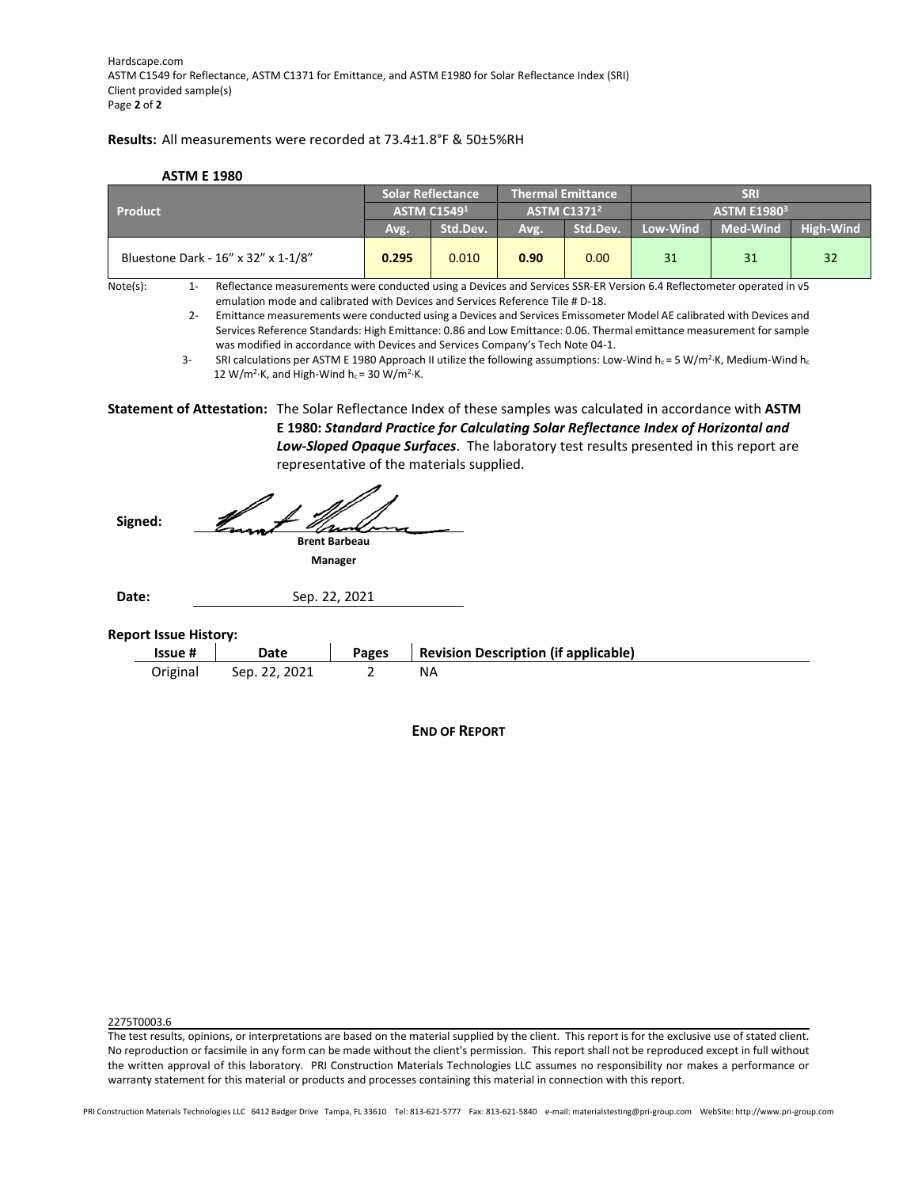**Results:** All measurements were recorded at 73.4±1.8°F & 50±5%RH

**ASTM E 1980**

| Product | Solar Reflectance ASTM C1549[1] | | Thermal Emittance ASTM C1371[2] | | SRI ASTM E1980[3] | | |
|---|---|---|---|---|---|---|---|
| | Avg. | Std.Dev. | Avg. | Std.Dev. | Low-Wind | Med-Wind | High-Wind |
| Bluestone Dark - 16" x 32" x 1-1/8" | **0.295** | 0.010 | **0.90** | 0.00 | 31 | 31 | 32 |

Note(s):

1- Reflectance measurements were conducted using a Devices and Services SSR-ER Version 6.4 Reflectometer operated in v5 emulation mode and calibrated with Devices and Services Reference Tile # D-18.

2- Emittance measurements were conducted using a Devices and Services Emissometer Model AE calibrated with Devices and Services Reference Standards: High Emittance: 0.86 and Low Emittance: 0.06. Thermal emittance measurement for sample was modified in accordance with Devices and Services Company's Tech Note 04-1.

3- SRI calculations per ASTM E 1980 Approach II utilize the following assumptions: Low-Wind $h_c = 5\ W/m^2{\cdot}K$, Medium-Wind $h_c$ $12\ W/m^2{\cdot}K$, and High-Wind $h_c = 30\ W/m^2{\cdot}K$.

**Statement of Attestation:** The Solar Reflectance Index of these samples was calculated in accordance with **ASTM E 1980:** ***Standard Practice for Calculating Solar Reflectance Index of Horizontal and Low-Sloped Opaque Surfaces***. The laboratory test results presented in this report are representative of the materials supplied.

**Signed:**

**Brent Barbeau**
**Manager**

**Date:** Sep. 22, 2021

**Report Issue History:**

| Issue # | Date | Pages | Revision Description (if applicable) |
|---|---|---|---|
| Original | Sep. 22, 2021 | 2 | NA |

**END OF REPORT**

2275T0003.6

The test results, opinions, or interpretations are based on the material supplied by the client. This report is for the exclusive use of stated client. No reproduction or facsimile in any form can be made without the client's permission. This report shall not be reproduced except in full without the written approval of this laboratory. PRI Construction Materials Technologies LLC assumes no responsibility nor makes a performance or warranty statement for this material or products and processes containing this material in connection with this report.